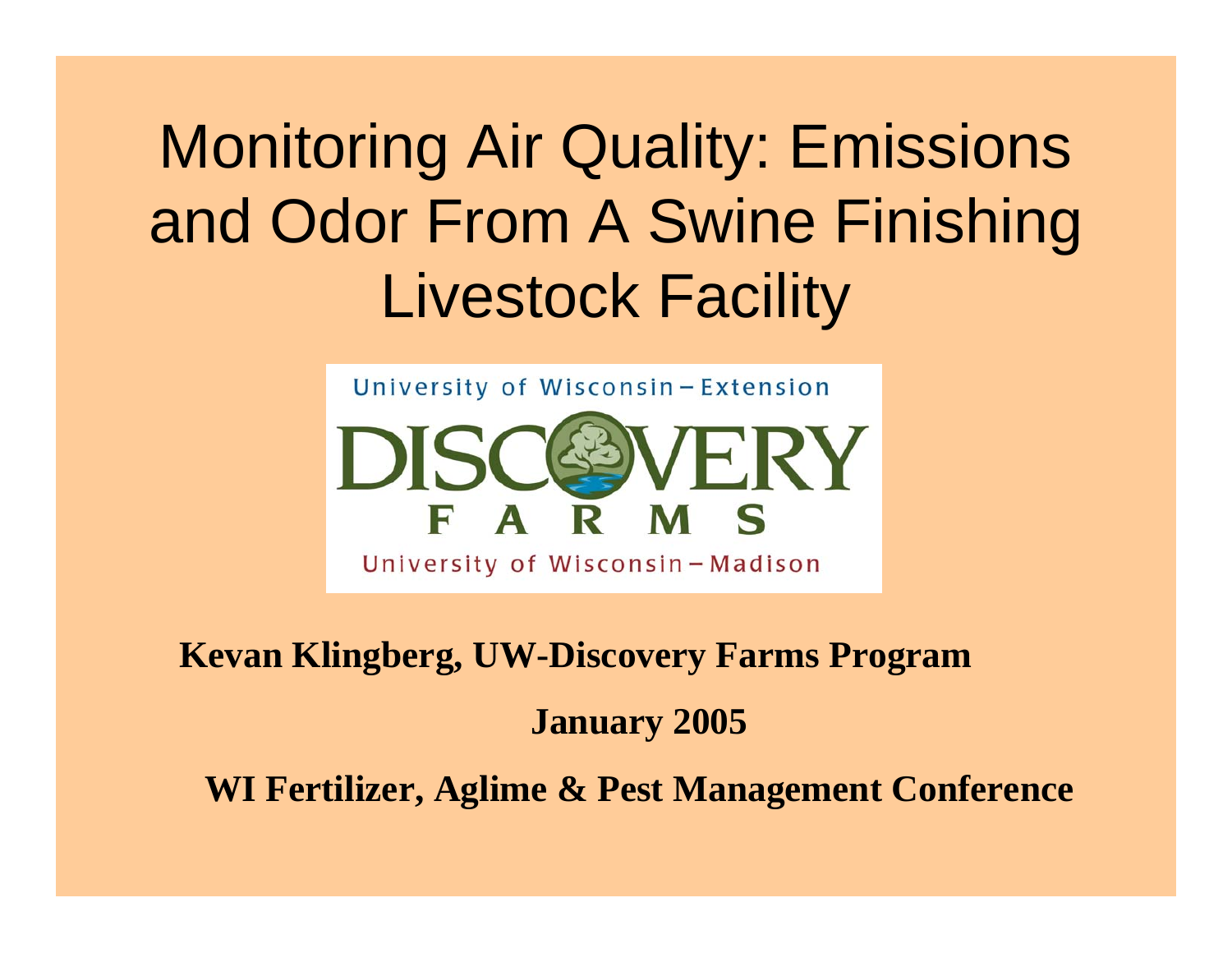# Monitoring Air Quality: Emissions and Odor From A Swine Finishing Livestock Facility

University of Wisconsin – Extension

DISCOVERY FARMS

University of Wisconsin – Madison

**Kevan Klingberg, UW-Discovery Farms Program**

**January 2005**

**WI Fertilizer, Aglime & Pest Management Conference**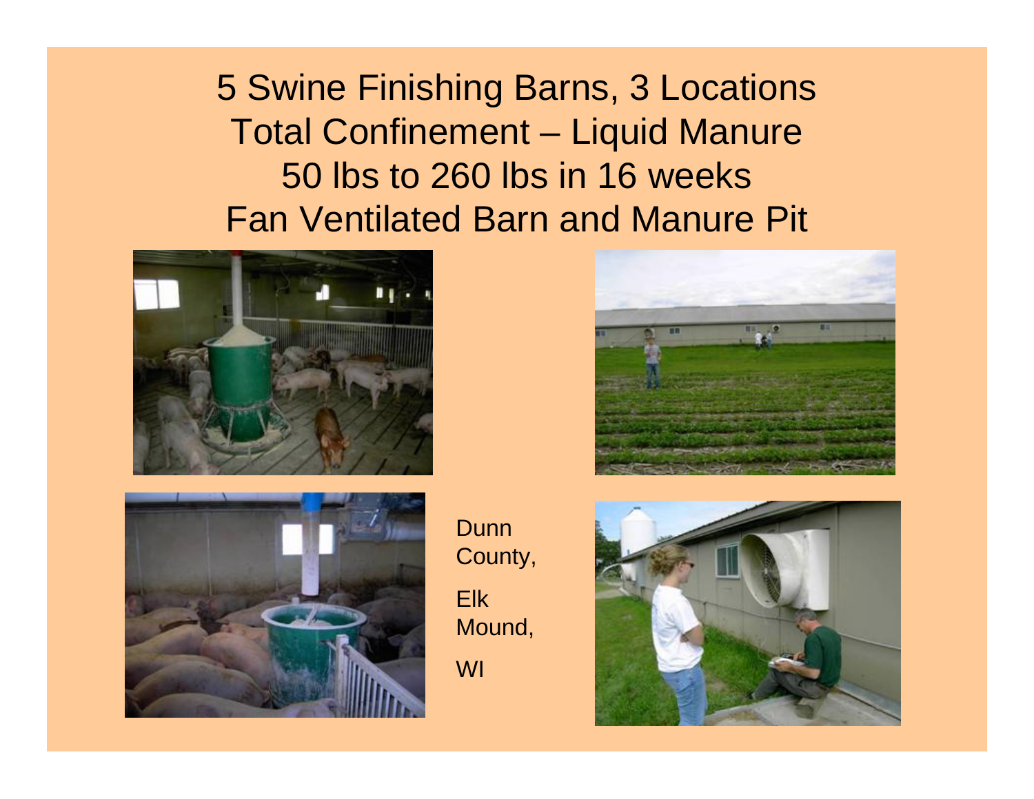# 5 Swine Finishing Barns, 3 Locations
# Total Confinement – Liquid Manure
# 50 lbs to 260 lbs in 16 weeks
# Fan Ventilated Barn and Manure Pit

Dunn County,

Elk Mound,

WI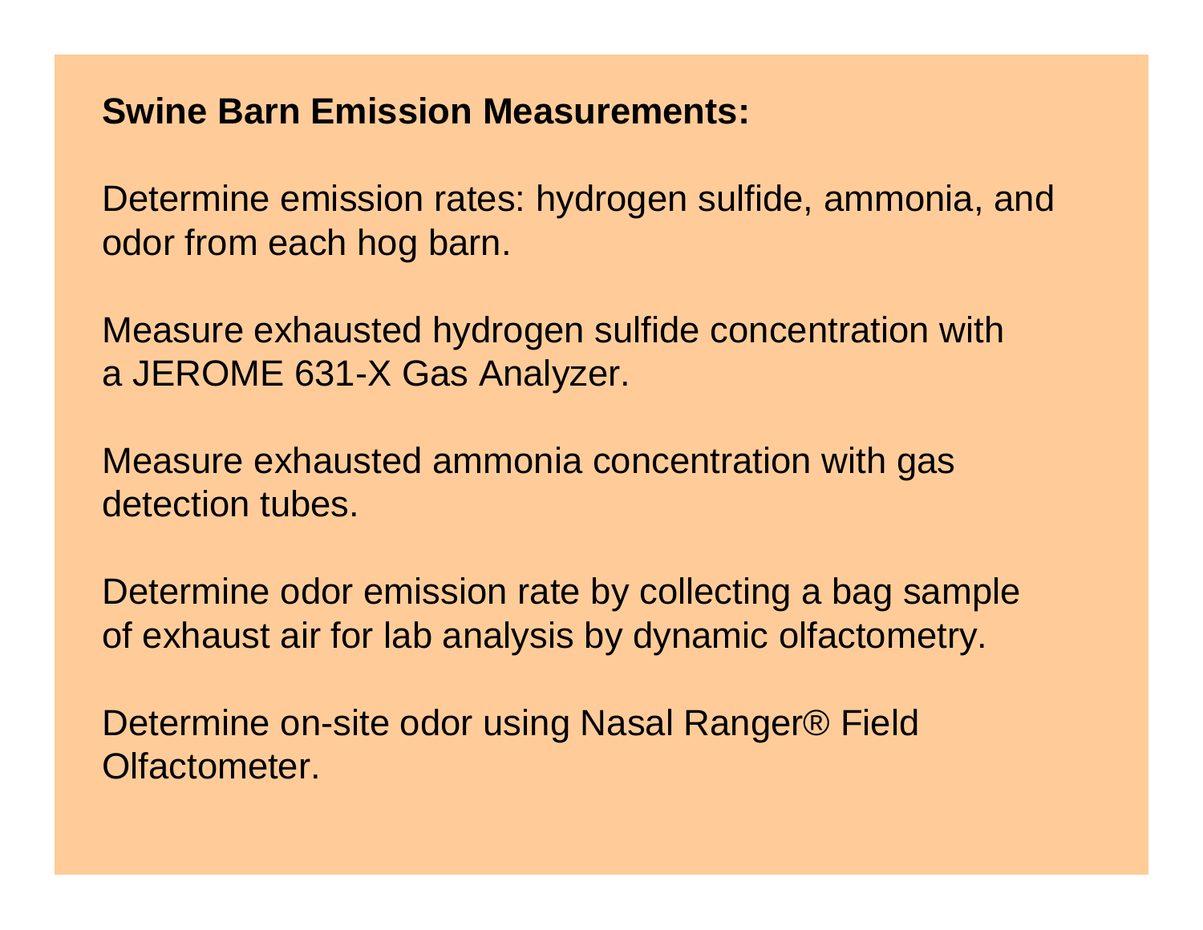**Swine Barn Emission Measurements:**

Determine emission rates: hydrogen sulfide, ammonia, and odor from each hog barn.

Measure exhausted hydrogen sulfide concentration with a JEROME 631-X Gas Analyzer.

Measure exhausted ammonia concentration with gas detection tubes.

Determine odor emission rate by collecting a bag sample of exhaust air for lab analysis by dynamic olfactometry.

Determine on-site odor using Nasal Ranger® Field Olfactometer.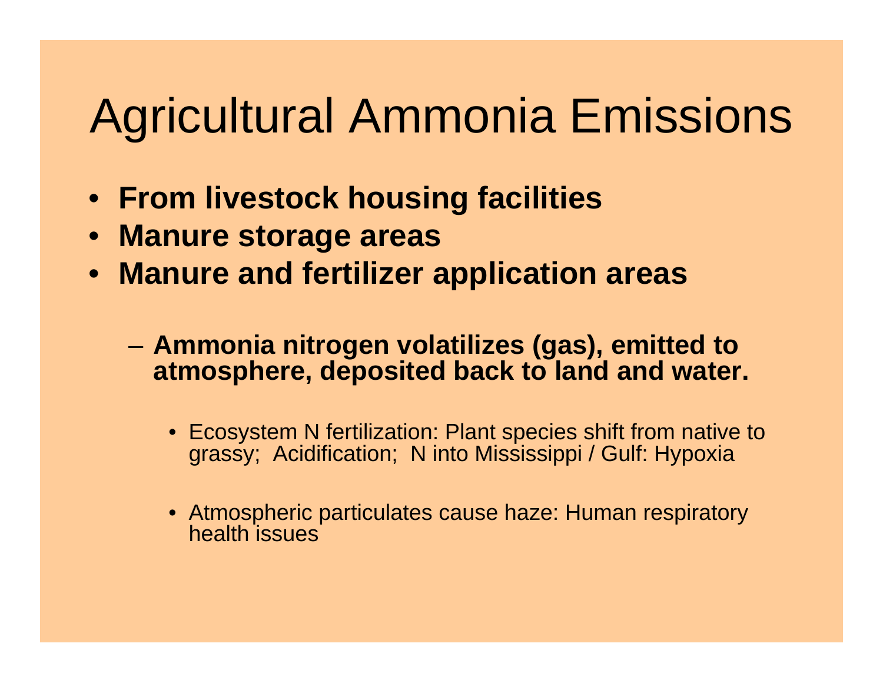# Agricultural Ammonia Emissions

- **From livestock housing facilities**
- **Manure storage areas**
- **Manure and fertilizer application areas**
  - **Ammonia nitrogen volatilizes (gas), emitted to atmosphere, deposited back to land and water.**
    - Ecosystem N fertilization: Plant species shift from native to grassy; Acidification; N into Mississippi / Gulf: Hypoxia
    - Atmospheric particulates cause haze: Human respiratory health issues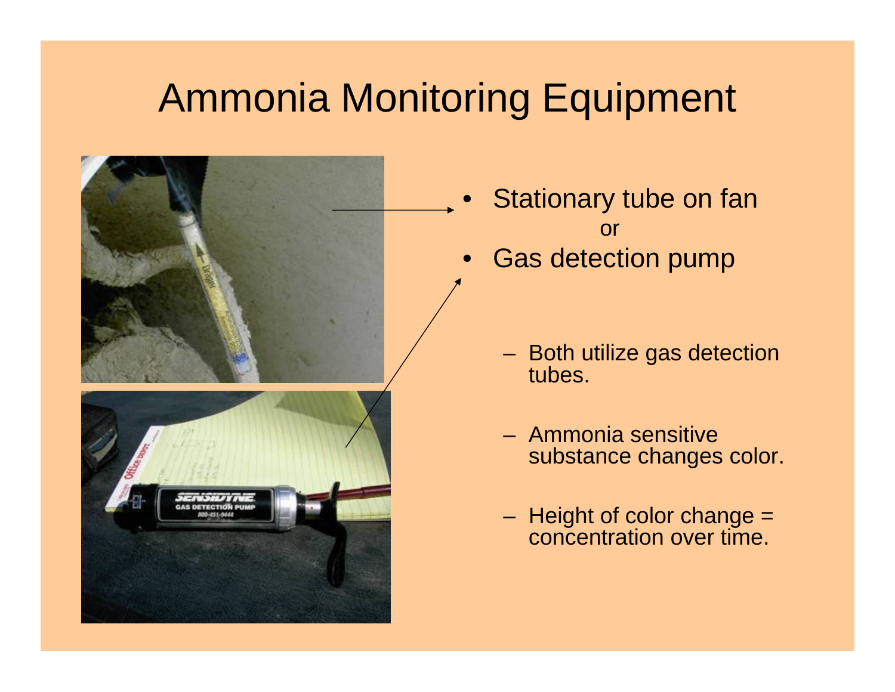# Ammonia Monitoring Equipment

- Stationary tube on fan

  or

- Gas detection pump

  - Both utilize gas detection tubes.
  - Ammonia sensitive substance changes color.
  - Height of color change = concentration over time.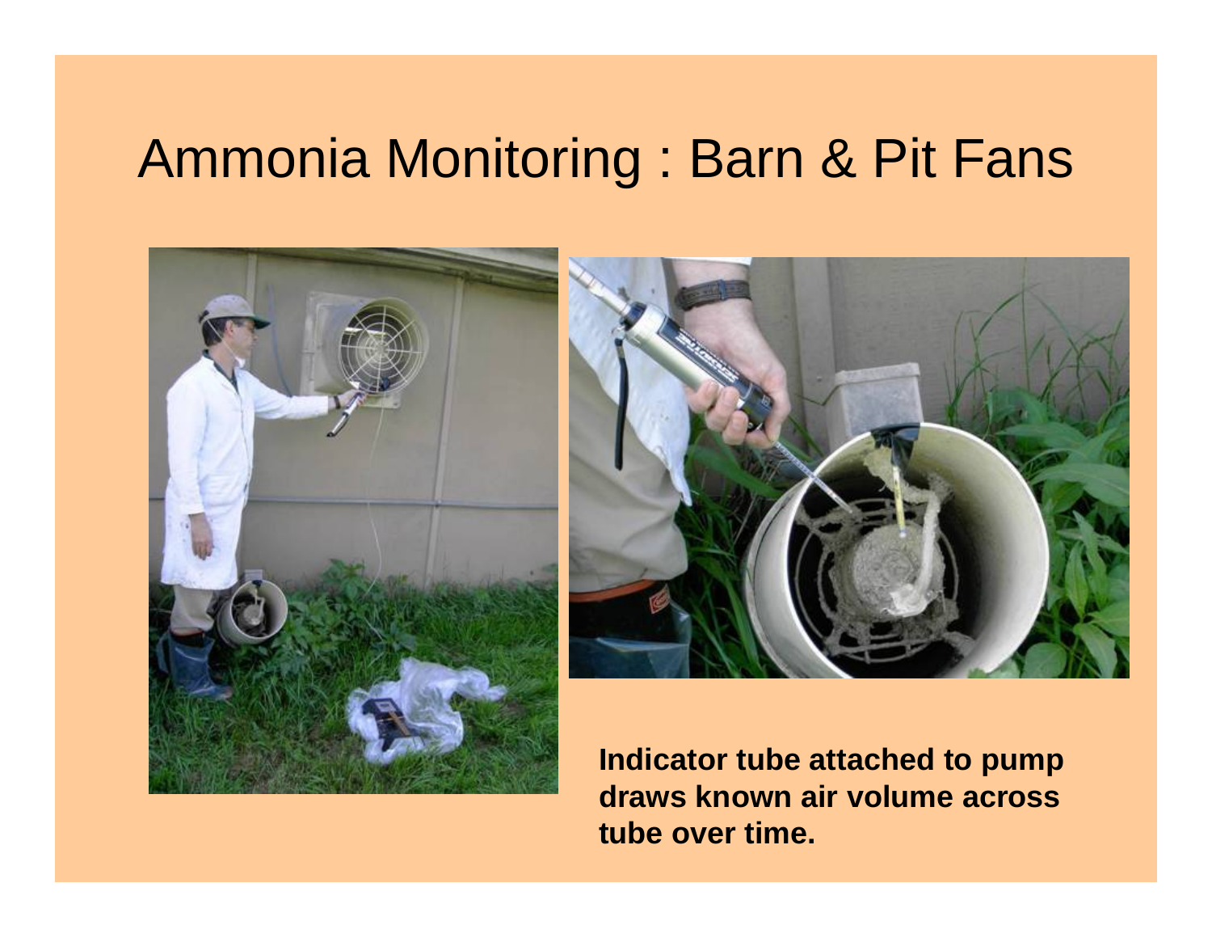# Ammonia Monitoring : Barn & Pit Fans

**Indicator tube attached to pump draws known air volume across tube over time.**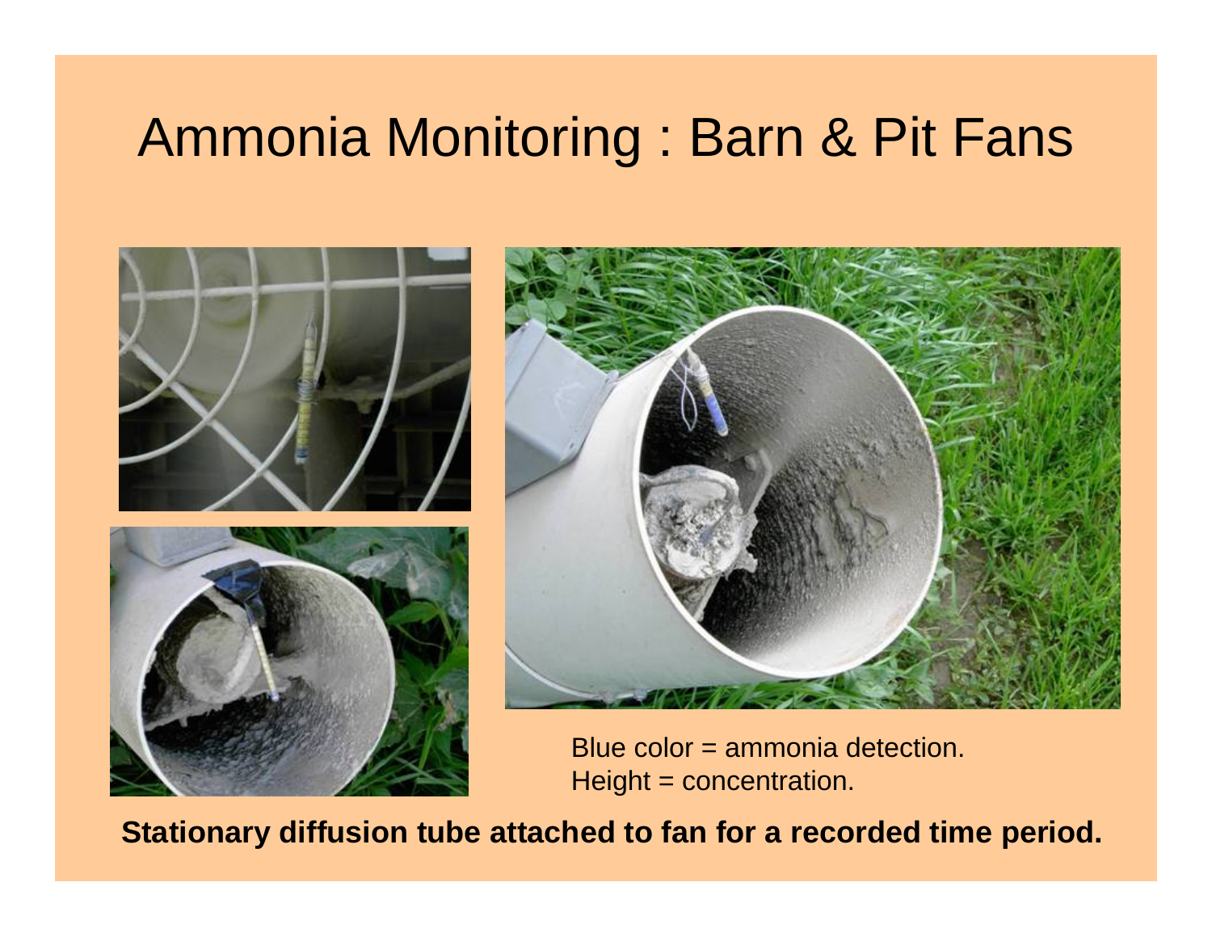# Ammonia Monitoring : Barn & Pit Fans

Blue color = ammonia detection.
Height = concentration.

**Stationary diffusion tube attached to fan for a recorded time period.**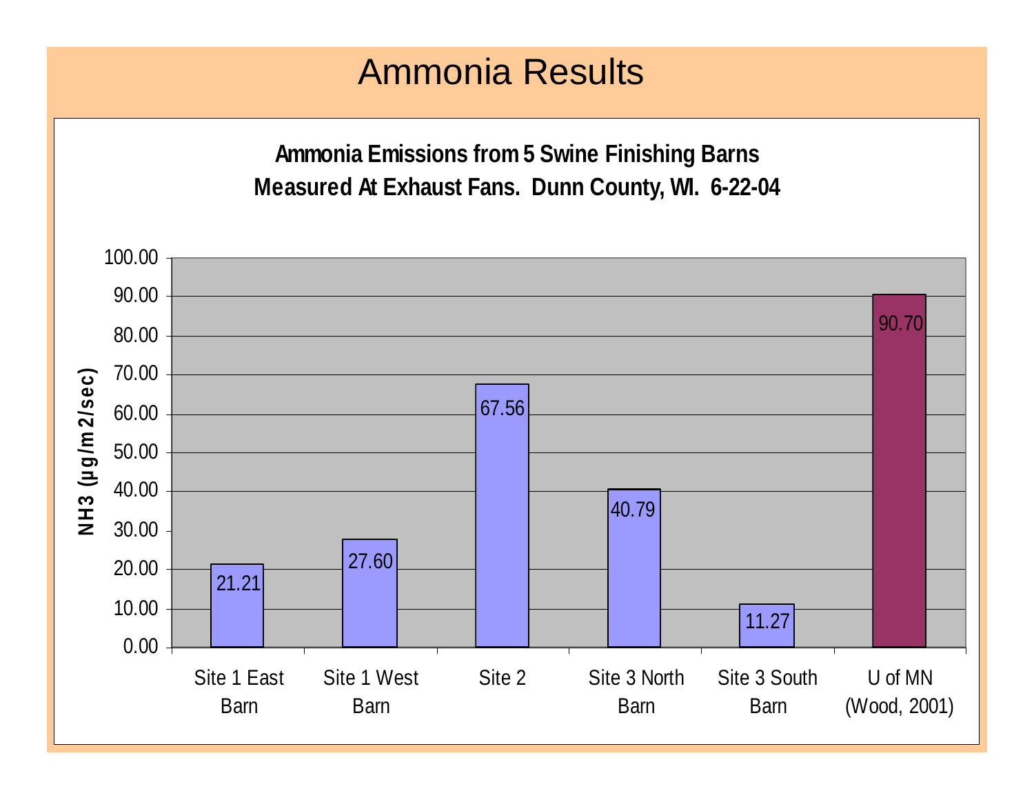# Ammonia Results

**Ammonia Emissions from 5 Swine Finishing Barns**
**Measured At Exhaust Fans. Dunn County, WI. 6-22-04**

NH3 (µg/m2/sec)

100.00
90.00
80.00
70.00
60.00
50.00
40.00
30.00
20.00
10.00
0.00

21.21
27.60
67.56
40.79
11.27
90.70

Site 1 East Barn
Site 1 West Barn
Site 2
Site 3 North Barn
Site 3 South Barn
U of MN (Wood, 2001)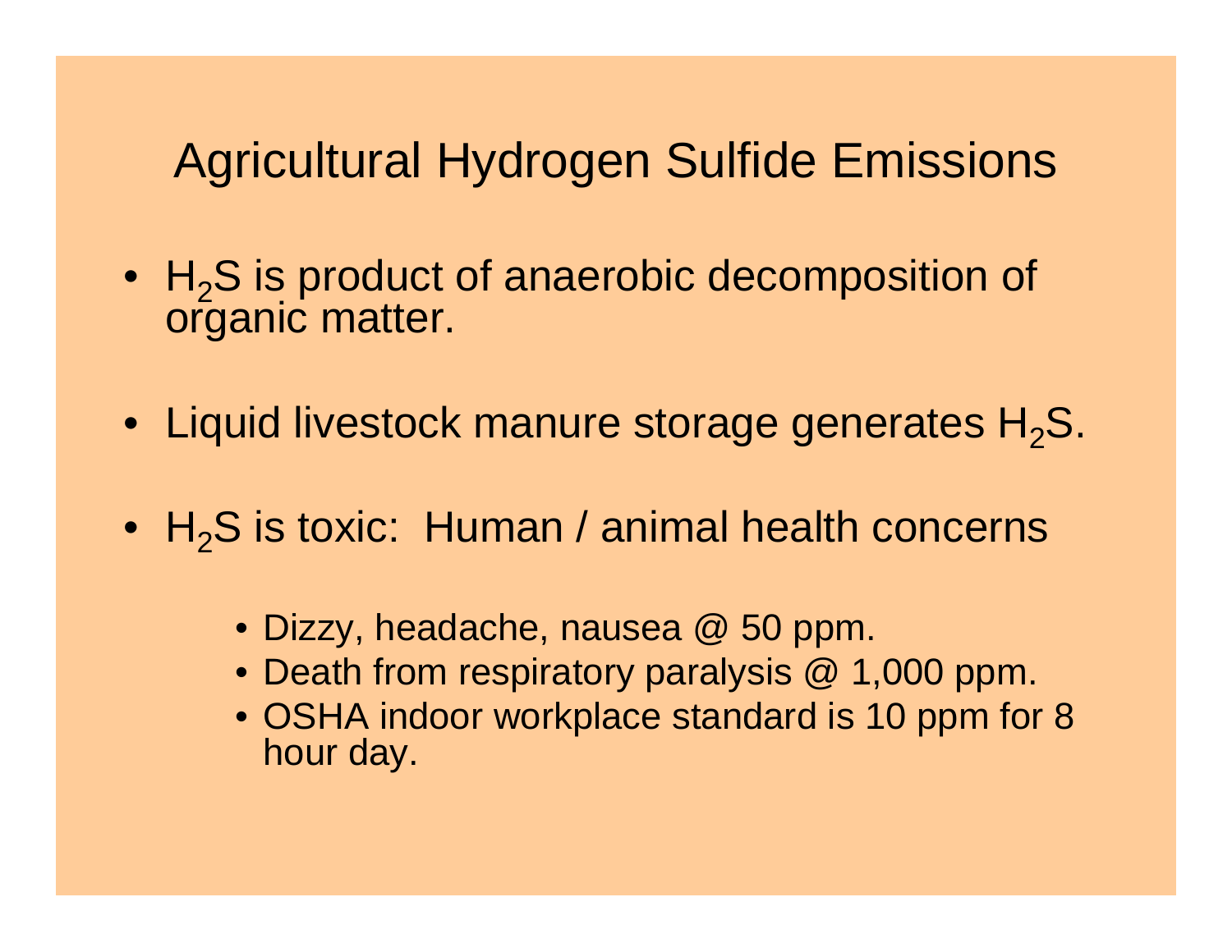# Agricultural Hydrogen Sulfide Emissions

- $H_2S$ is product of anaerobic decomposition of organic matter.
- Liquid livestock manure storage generates $H_2S$.
- $H_2S$ is toxic: Human / animal health concerns
  - Dizzy, headache, nausea @ 50 ppm.
  - Death from respiratory paralysis @ 1,000 ppm.
  - OSHA indoor workplace standard is 10 ppm for 8 hour day.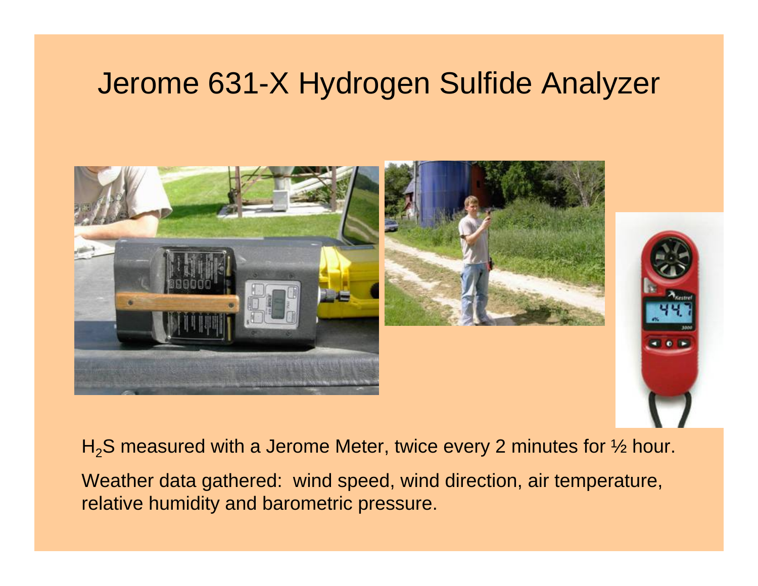# Jerome 631-X Hydrogen Sulfide Analyzer

$H_2S$ measured with a Jerome Meter, twice every 2 minutes for ½ hour.

Weather data gathered: wind speed, wind direction, air temperature, relative humidity and barometric pressure.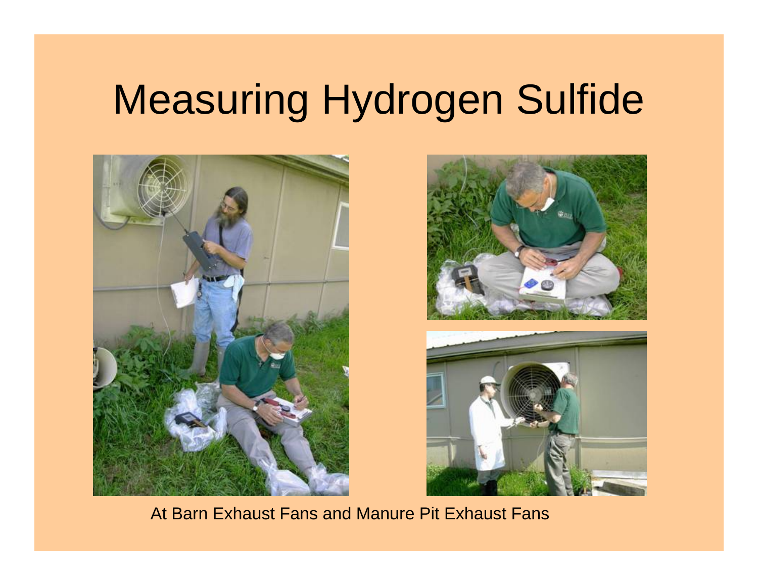# Measuring Hydrogen Sulfide

At Barn Exhaust Fans and Manure Pit Exhaust Fans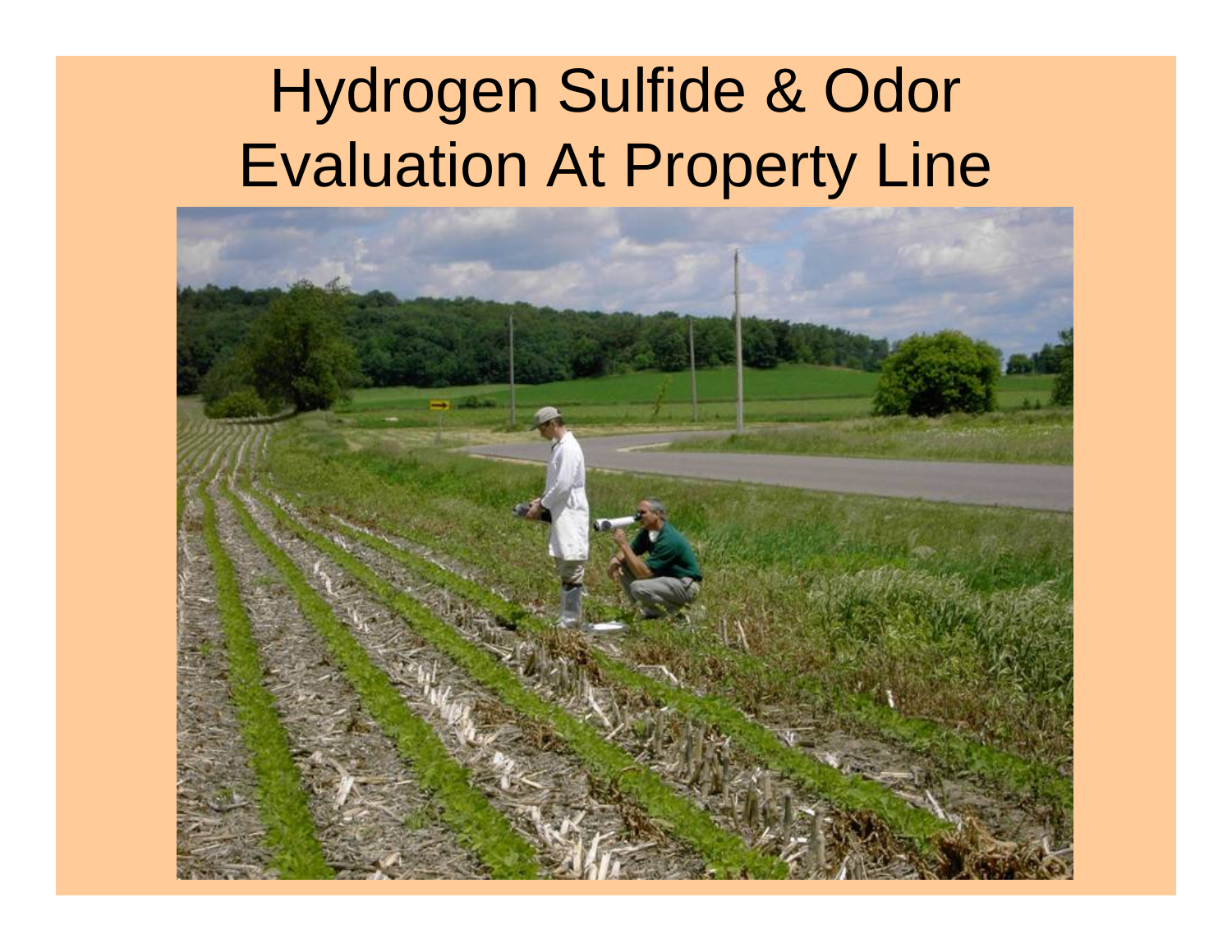# Hydrogen Sulfide & Odor Evaluation At Property Line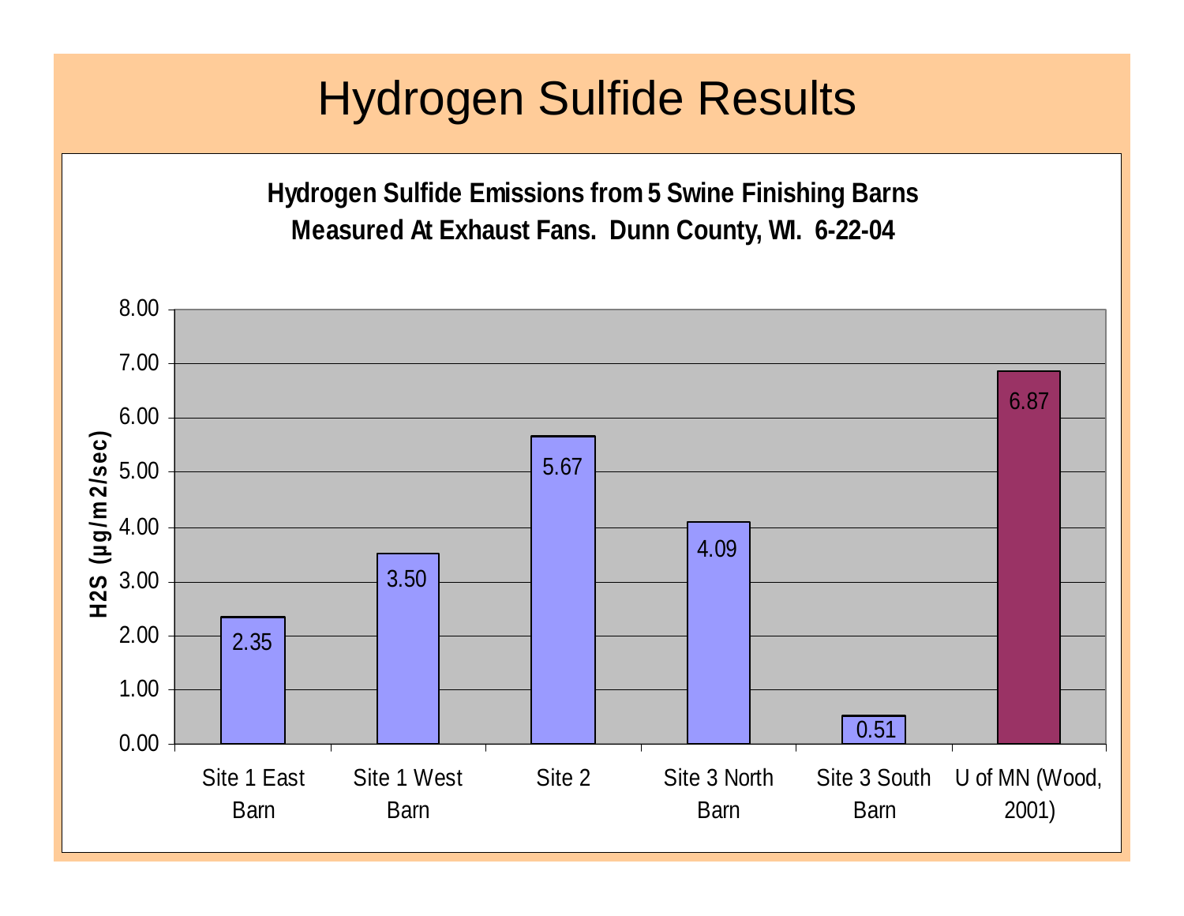# Hydrogen Sulfide Results

**Hydrogen Sulfide Emissions from 5 Swine Finishing Barns Measured At Exhaust Fans. Dunn County, WI. 6-22-04**

H2S (µg/m2/sec)

8.00
7.00
6.00
5.00
4.00
3.00
2.00
1.00
0.00

2.35
3.50
5.67
4.09
0.51
6.87

Site 1 East Barn
Site 1 West Barn
Site 2
Site 3 North Barn
Site 3 South Barn
U of MN (Wood, 2001)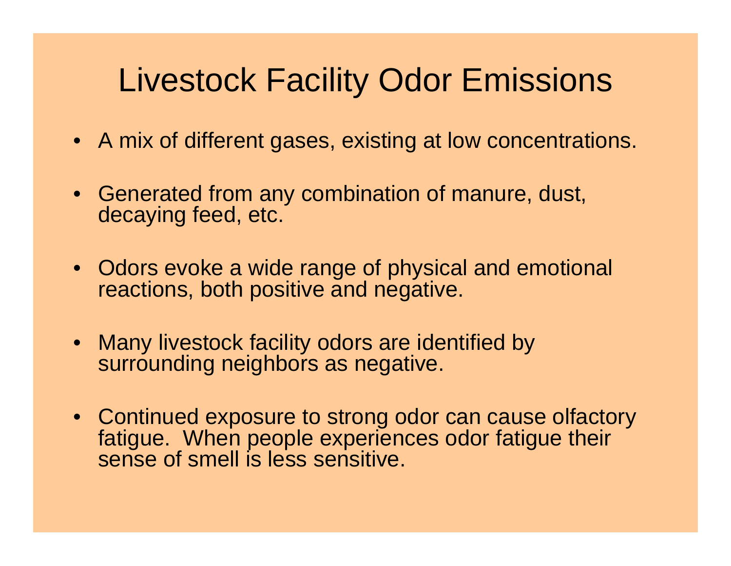# Livestock Facility Odor Emissions

- A mix of different gases, existing at low concentrations.
- Generated from any combination of manure, dust, decaying feed, etc.
- Odors evoke a wide range of physical and emotional reactions, both positive and negative.
- Many livestock facility odors are identified by surrounding neighbors as negative.
- Continued exposure to strong odor can cause olfactory fatigue. When people experiences odor fatigue their sense of smell is less sensitive.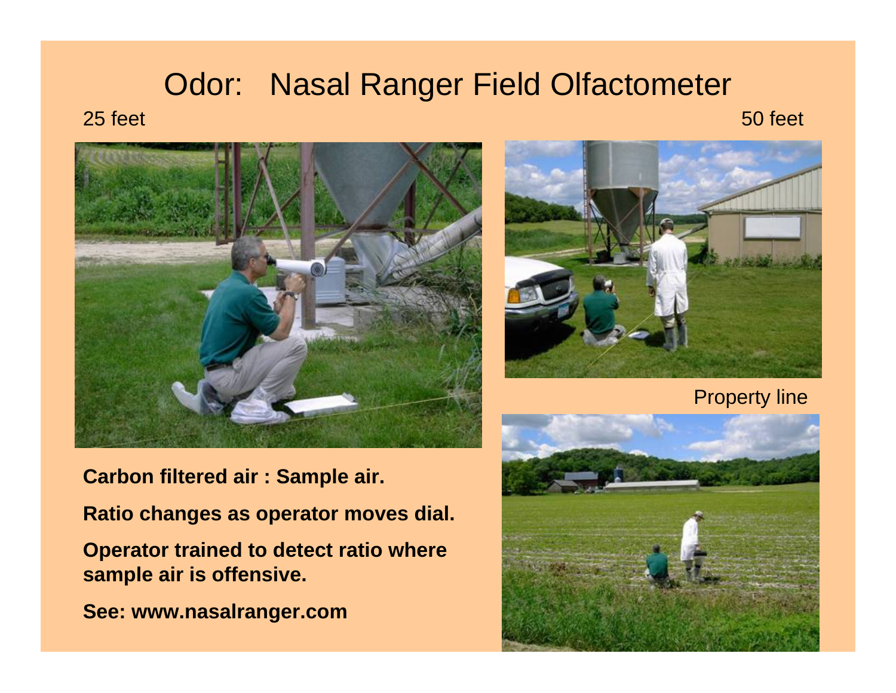# Odor: Nasal Ranger Field Olfactometer

25 feet

50 feet

Property line

**Carbon filtered air : Sample air.**

**Ratio changes as operator moves dial.**

**Operator trained to detect ratio where sample air is offensive.**

**See: www.nasalranger.com**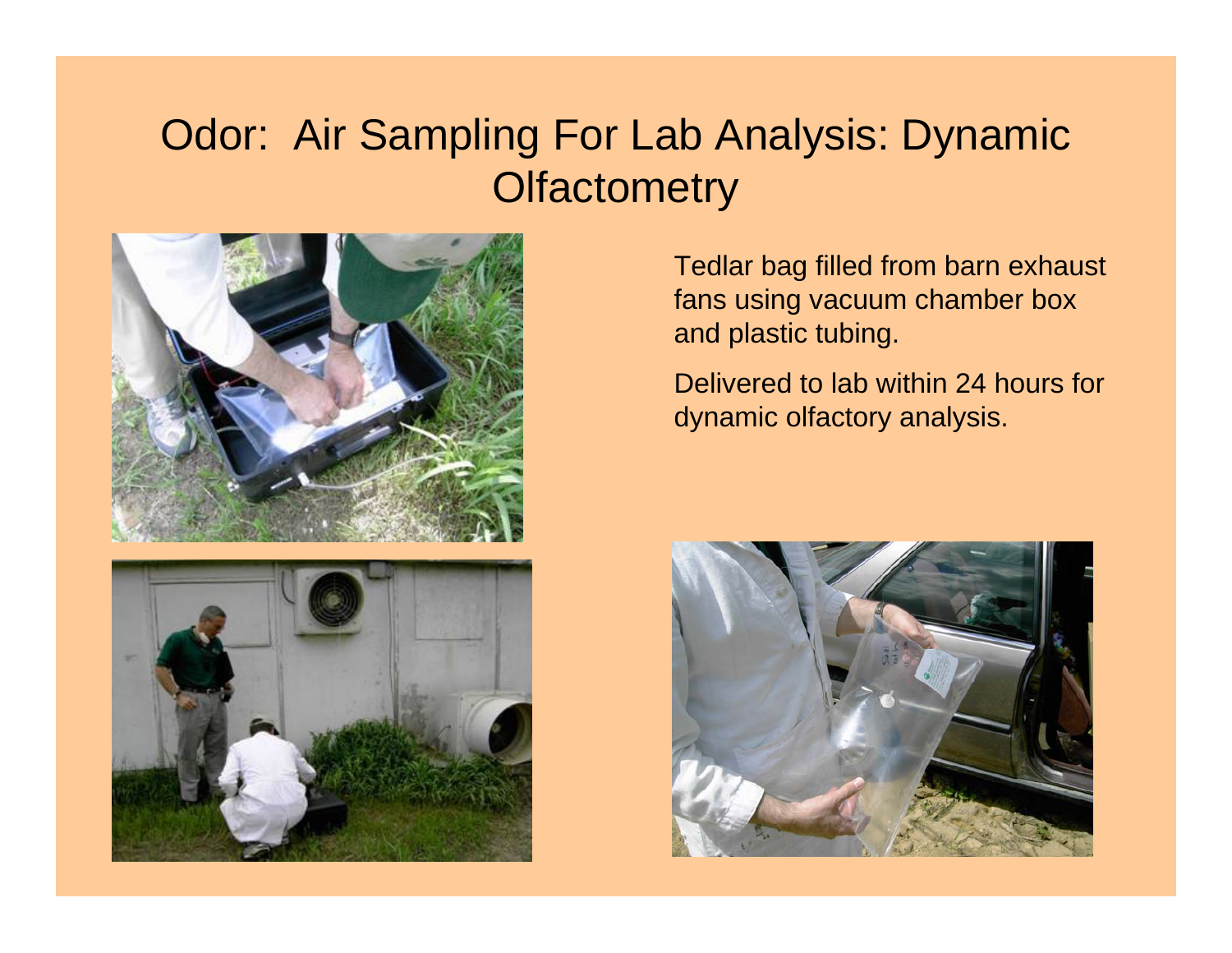# Odor: Air Sampling For Lab Analysis: Dynamic Olfactometry

Tedlar bag filled from barn exhaust fans using vacuum chamber box and plastic tubing.

Delivered to lab within 24 hours for dynamic olfactory analysis.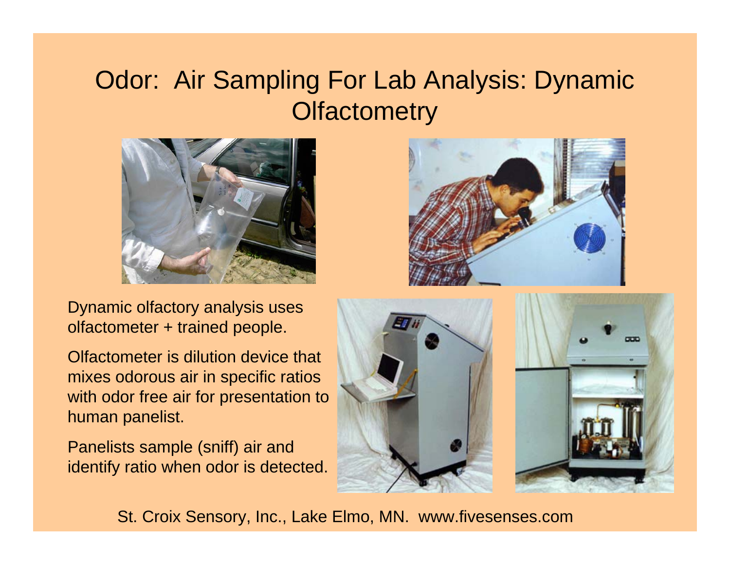# Odor: Air Sampling For Lab Analysis: Dynamic Olfactometry

Dynamic olfactory analysis uses olfactometer + trained people.

Olfactometer is dilution device that mixes odorous air in specific ratios with odor free air for presentation to human panelist.

Panelists sample (sniff) air and identify ratio when odor is detected.

St. Croix Sensory, Inc., Lake Elmo, MN. www.fivesenses.com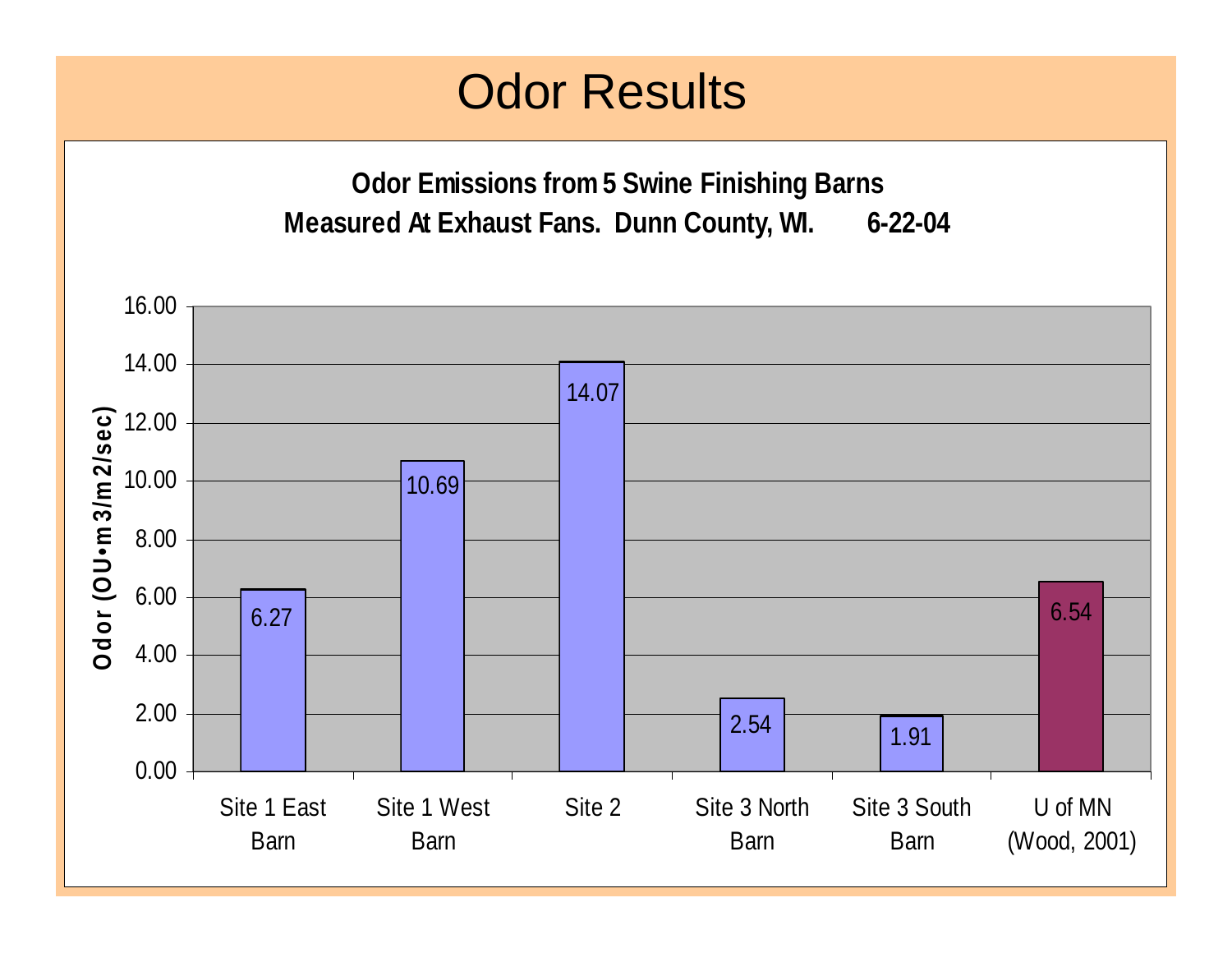# Odor Results

**Odor Emissions from 5 Swine Finishing Barns**
**Measured At Exhaust Fans. Dunn County, WI. 6-22-04**

Odor (OU•m3/m2/sec)

16.00
14.00
12.00
10.00
8.00
6.00
4.00
2.00
0.00

6.27
10.69
14.07
2.54
1.91
6.54

Site 1 East Barn
Site 1 West Barn
Site 2
Site 3 North Barn
Site 3 South Barn
U of MN (Wood, 2001)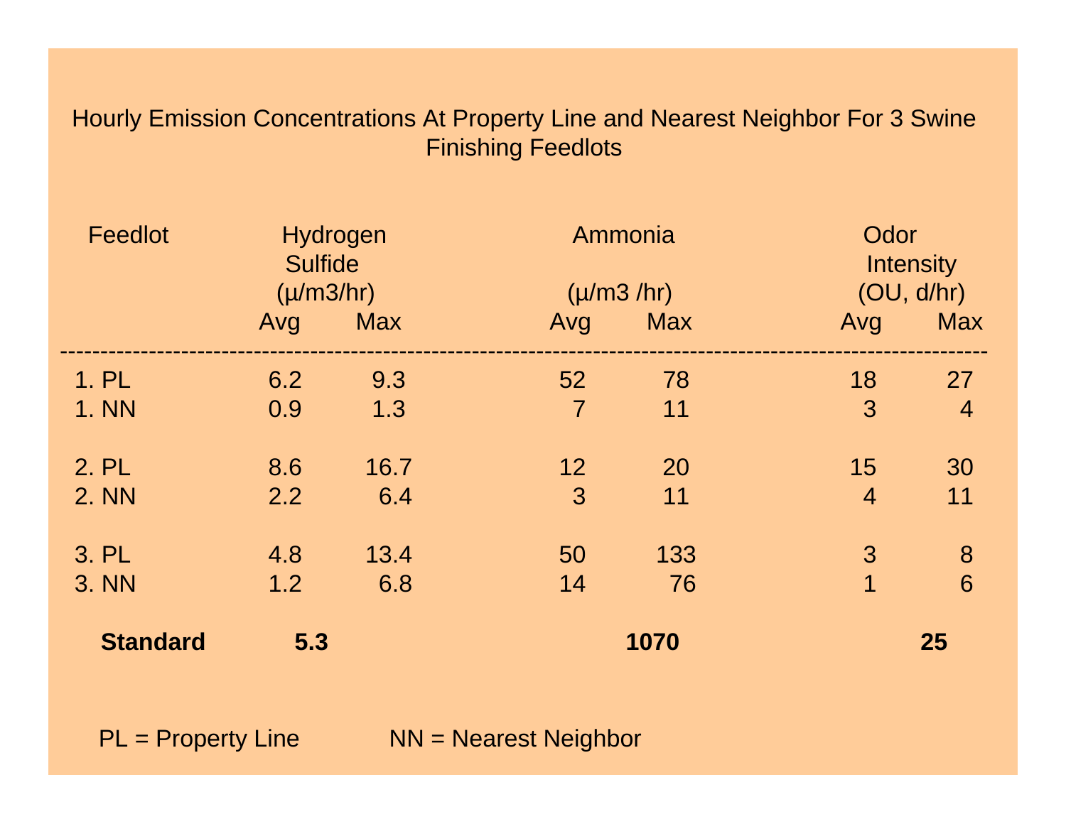Hourly Emission Concentrations At Property Line and Nearest Neighbor For 3 Swine Finishing Feedlots

| Feedlot | Hydrogen Sulfide (µ/m3/hr) | | Ammonia (µ/m3 /hr) | | Odor Intensity (OU, d/hr) | |
|---|---|---|---|---|---|---|
| | Avg | Max | Avg | Max | Avg | Max |
| 1. PL | 6.2 | 9.3 | 52 | 78 | 18 | 27 |
| 1. NN | 0.9 | 1.3 | 7 | 11 | 3 | 4 |
| 2. PL | 8.6 | 16.7 | 12 | 20 | 15 | 30 |
| 2. NN | 2.2 | 6.4 | 3 | 11 | 4 | 11 |
| 3. PL | 4.8 | 13.4 | 50 | 133 | 3 | 8 |
| 3. NN | 1.2 | 6.8 | 14 | 76 | 1 | 6 |
| **Standard** | **5.3** | | **1070** | | **25** | |

PL = Property Line NN = Nearest Neighbor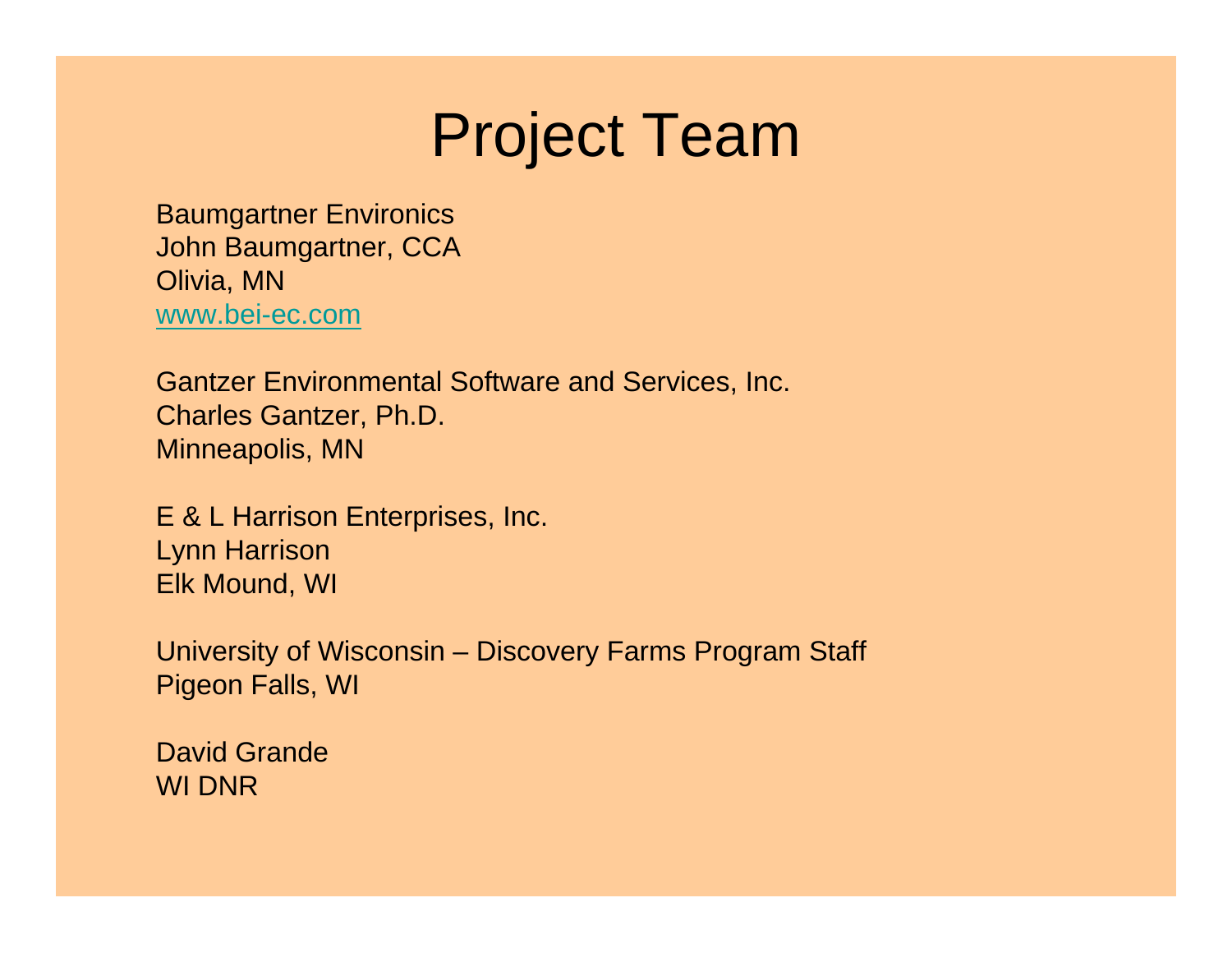# Project Team

Baumgartner Environics
John Baumgartner, CCA
Olivia, MN
www.bei-ec.com

Gantzer Environmental Software and Services, Inc.
Charles Gantzer, Ph.D.
Minneapolis, MN

E & L Harrison Enterprises, Inc.
Lynn Harrison
Elk Mound, WI

University of Wisconsin – Discovery Farms Program Staff
Pigeon Falls, WI

David Grande
WI DNR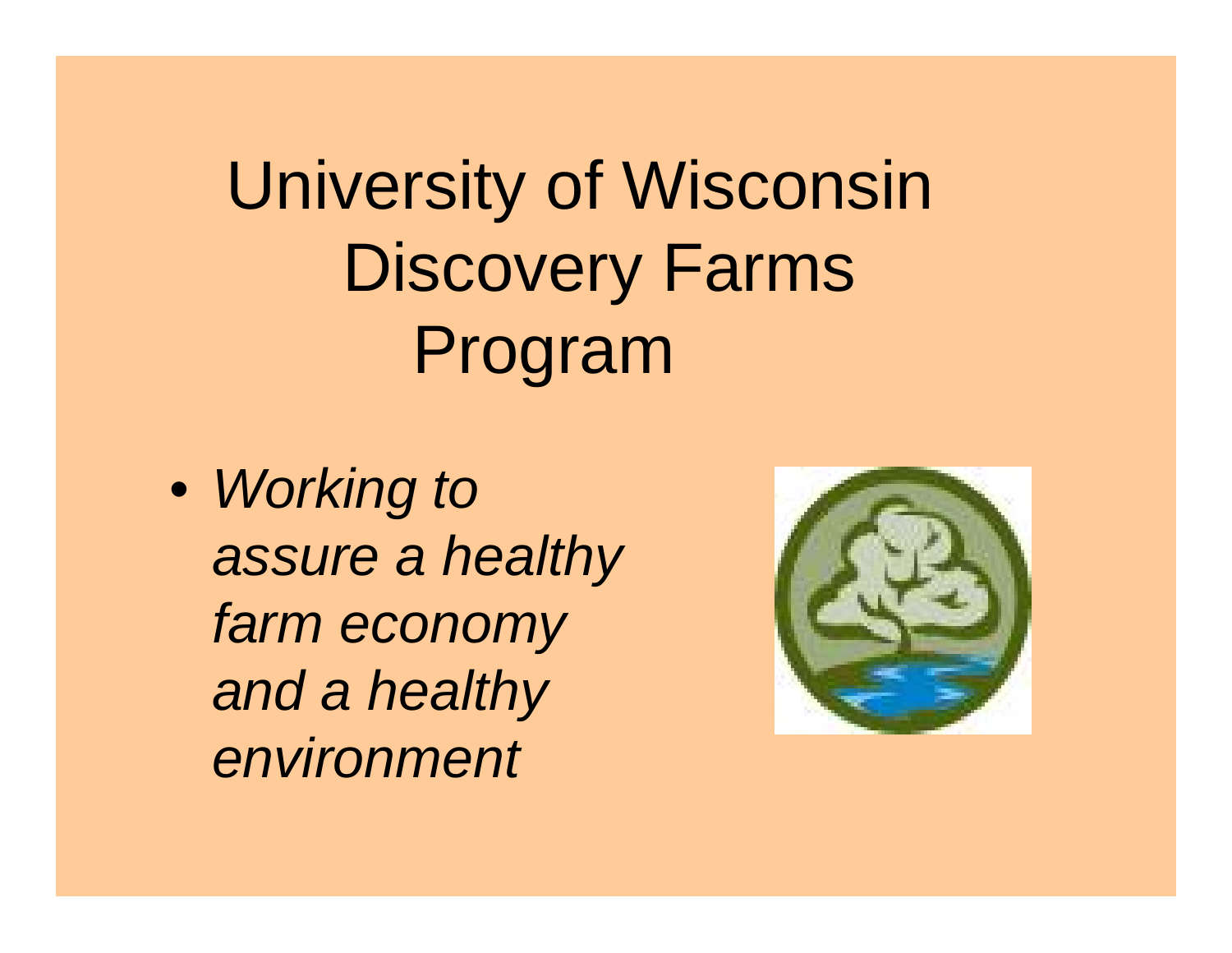# University of Wisconsin Discovery Farms Program

- *Working to assure a healthy farm economy and a healthy environment*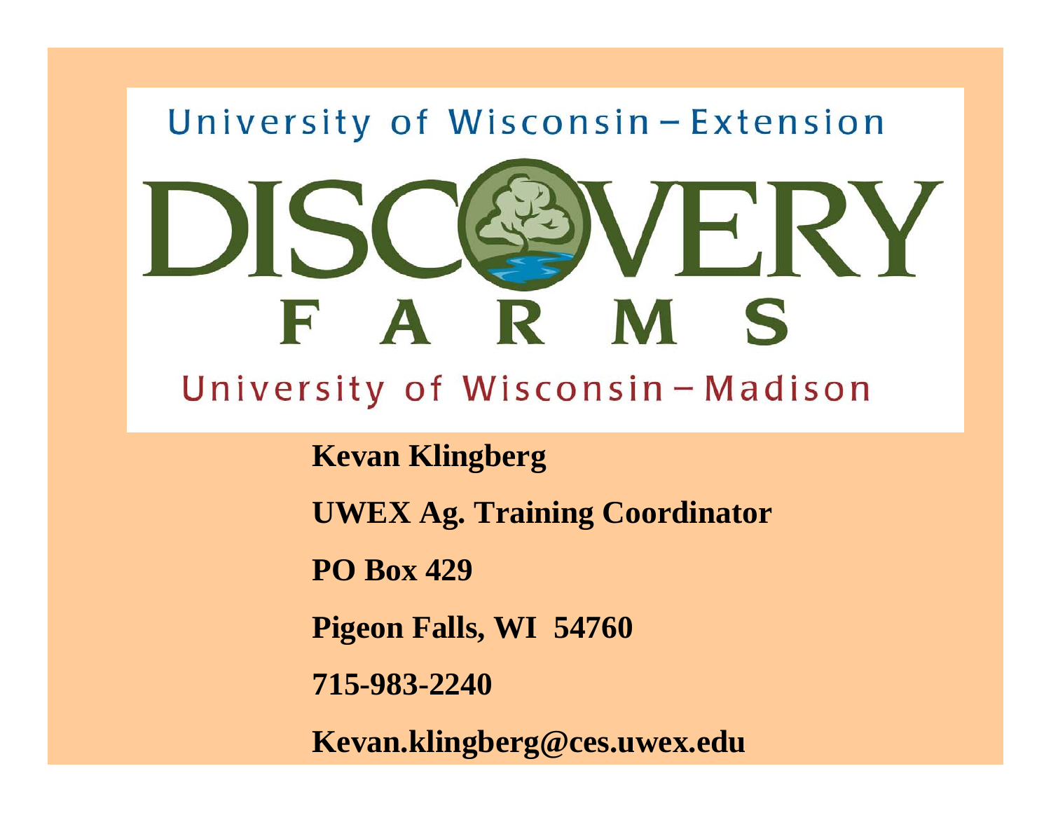University of Wisconsin – Extension

DISCOVERY

FARMS

University of Wisconsin – Madison

**Kevan Klingberg**

**UWEX Ag. Training Coordinator**

**PO Box 429**

**Pigeon Falls, WI 54760**

**715-983-2240**

**Kevan.klingberg@ces.uwex.edu**